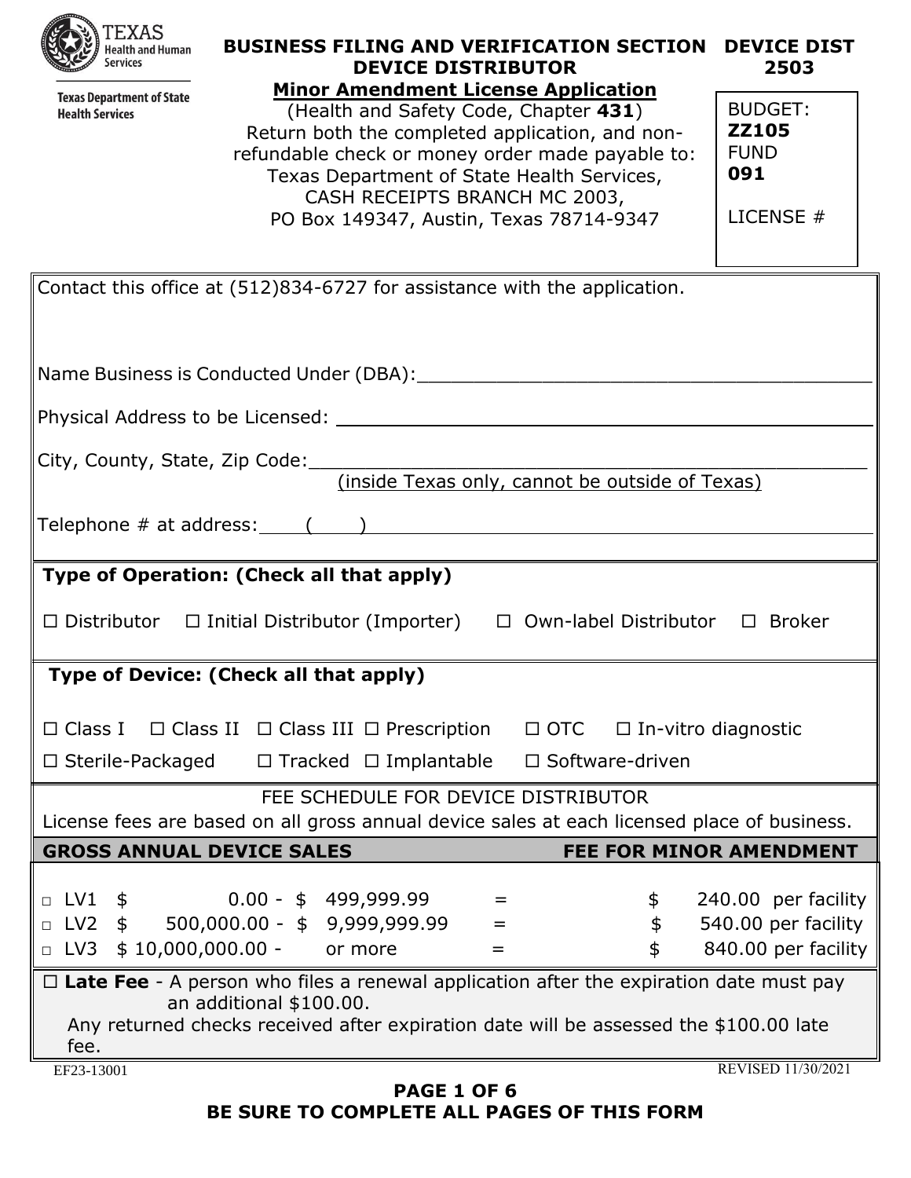Texas Health and Human Services

Texas Department of State Health Services

# BUSINESS FILING AND VERIFICATION SECTION DEVICE DISTRIBUTOR

**DEVICE DIST 2503**

## Minor Amendment License Application

(Health and Safety Code, Chapter **431**)
Return both the completed application, and non-refundable check or money order made payable to:
Texas Department of State Health Services,
CASH RECEIPTS BRANCH MC 2003,
PO Box 149347, Austin, Texas 78714-9347

BUDGET: **ZZ105**
FUND **091**

LICENSE #

Contact this office at (512)834-6727 for assistance with the application.

Name Business is Conducted Under (DBA):________________________________________

Physical Address to be Licensed: ________________________________________

City, County, State, Zip Code:________________________________________
(inside Texas only, cannot be outside of Texas)

Telephone # at address: (    ) ________________________________________

**Type of Operation: (Check all that apply)**

☐ Distributor ☐ Initial Distributor (Importer) ☐ Own-label Distributor ☐ Broker

**Type of Device: (Check all that apply)**

☐ Class I ☐ Class II ☐ Class III ☐ Prescription ☐ OTC ☐ In-vitro diagnostic

☐ Sterile-Packaged ☐ Tracked ☐ Implantable ☐ Software-driven

FEE SCHEDULE FOR DEVICE DISTRIBUTOR

License fees are based on all gross annual device sales at each licensed place of business.

| GROSS ANNUAL DEVICE SALES | | FEE FOR MINOR AMENDMENT |
|---|---|---|
| □ LV1 $ 0.00 - $ 499,999.99 | = | $ 240.00 per facility |
| □ LV2 $ 500,000.00 - $ 9,999,999.99 | = | $ 540.00 per facility |
| □ LV3 $ 10,000,000.00 - or more | = | $ 840.00 per facility |

☐ **Late Fee** - A person who files a renewal application after the expiration date must pay an additional $100.00.
Any returned checks received after expiration date will be assessed the $100.00 late fee.

EF23-13001 REVISED 11/30/2021

**BE SURE TO COMPLETE ALL PAGES OF THIS FORM**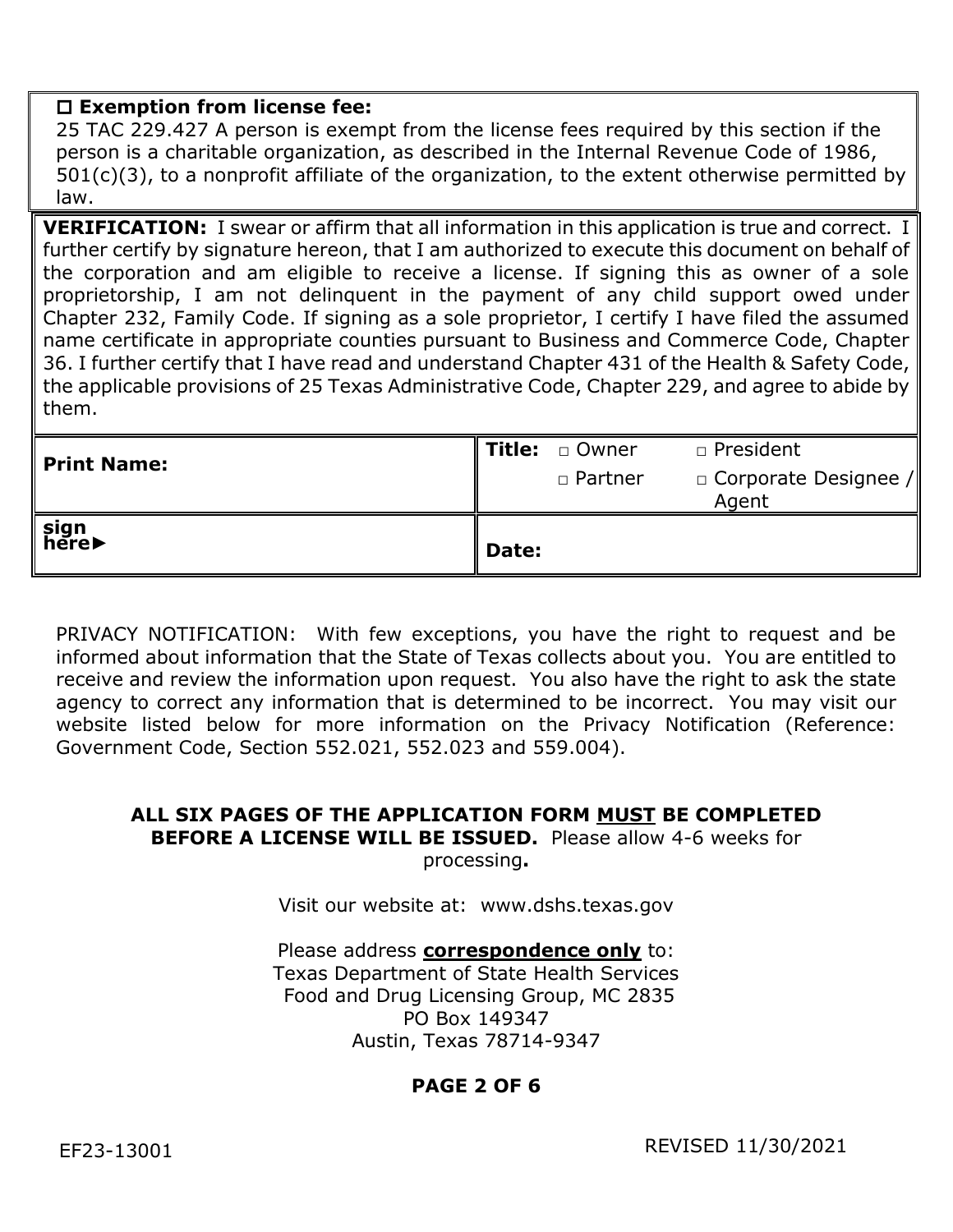☐ **Exemption from license fee:**
25 TAC 229.427 A person is exempt from the license fees required by this section if the person is a charitable organization, as described in the Internal Revenue Code of 1986, 501(c)(3), to a nonprofit affiliate of the organization, to the extent otherwise permitted by law.

**VERIFICATION:** I swear or affirm that all information in this application is true and correct. I further certify by signature hereon, that I am authorized to execute this document on behalf of the corporation and am eligible to receive a license. If signing this as owner of a sole proprietorship, I am not delinquent in the payment of any child support owed under Chapter 232, Family Code. If signing as a sole proprietor, I certify I have filed the assumed name certificate in appropriate counties pursuant to Business and Commerce Code, Chapter 36. I further certify that I have read and understand Chapter 431 of the Health & Safety Code, the applicable provisions of 25 Texas Administrative Code, Chapter 229, and agree to abide by them.

| **Print Name:** | **Title:** □ Owner □ President □ Partner □ Corporate Designee / Agent |
|---|---|
| **sign here►** | **Date:** |

PRIVACY NOTIFICATION: With few exceptions, you have the right to request and be informed about information that the State of Texas collects about you. You are entitled to receive and review the information upon request. You also have the right to ask the state agency to correct any information that is determined to be incorrect. You may visit our website listed below for more information on the Privacy Notification (Reference: Government Code, Section 552.021, 552.023 and 559.004).

**ALL SIX PAGES OF THE APPLICATION FORM MUST BE COMPLETED BEFORE A LICENSE WILL BE ISSUED.** Please allow 4-6 weeks for processing**.**

Visit our website at: www.dshs.texas.gov

Please address **correspondence only** to:
Texas Department of State Health Services
Food and Drug Licensing Group, MC 2835
PO Box 149347
Austin, Texas 78714-9347

EF23-13001

REVISED 11/30/2021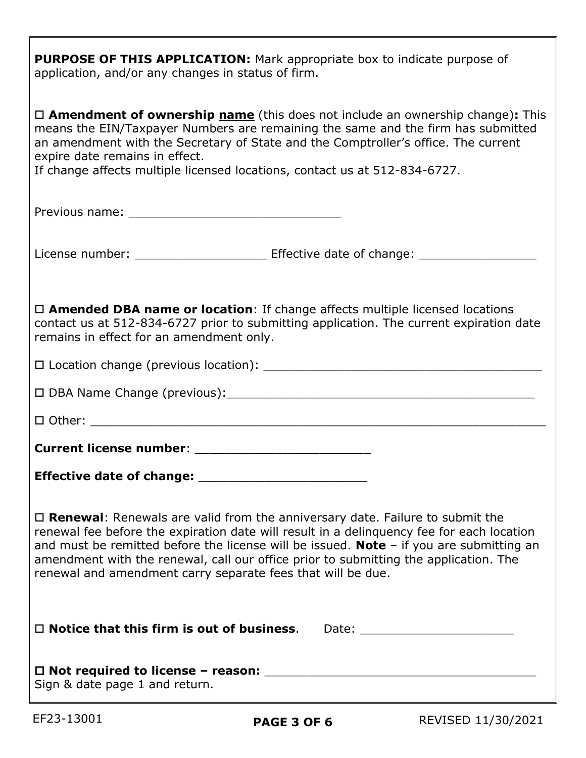**PURPOSE OF THIS APPLICATION:** Mark appropriate box to indicate purpose of application, and/or any changes in status of firm.

☐ **Amendment of ownership name** (this does not include an ownership change)**:** This means the EIN/Taxpayer Numbers are remaining the same and the firm has submitted an amendment with the Secretary of State and the Comptroller's office. The current expire date remains in effect.
If change affects multiple licensed locations, contact us at 512-834-6727.

Previous name: ______________________________

License number: __________________ Effective date of change: ________________

☐ **Amended DBA name or location**: If change affects multiple licensed locations contact us at 512-834-6727 prior to submitting application. The current expiration date remains in effect for an amendment only.

☐ Location change (previous location): ______________________________________

☐ DBA Name Change (previous):___________________________________________

☐ Other: ______________________________________________________________

**Current license number**: ________________________

**Effective date of change:** ______________________

☐ **Renewal**: Renewals are valid from the anniversary date. Failure to submit the renewal fee before the expiration date will result in a delinquency fee for each location and must be remitted before the license will be issued. **Note** – if you are submitting an amendment with the renewal, call our office prior to submitting the application. The renewal and amendment carry separate fees that will be due.

☐ **Notice that this firm is out of business**. Date: _____________________

☐ **Not required to license – reason:** ____________________________________
Sign & date page 1 and return.

EF23-13001 REVISED 11/30/2021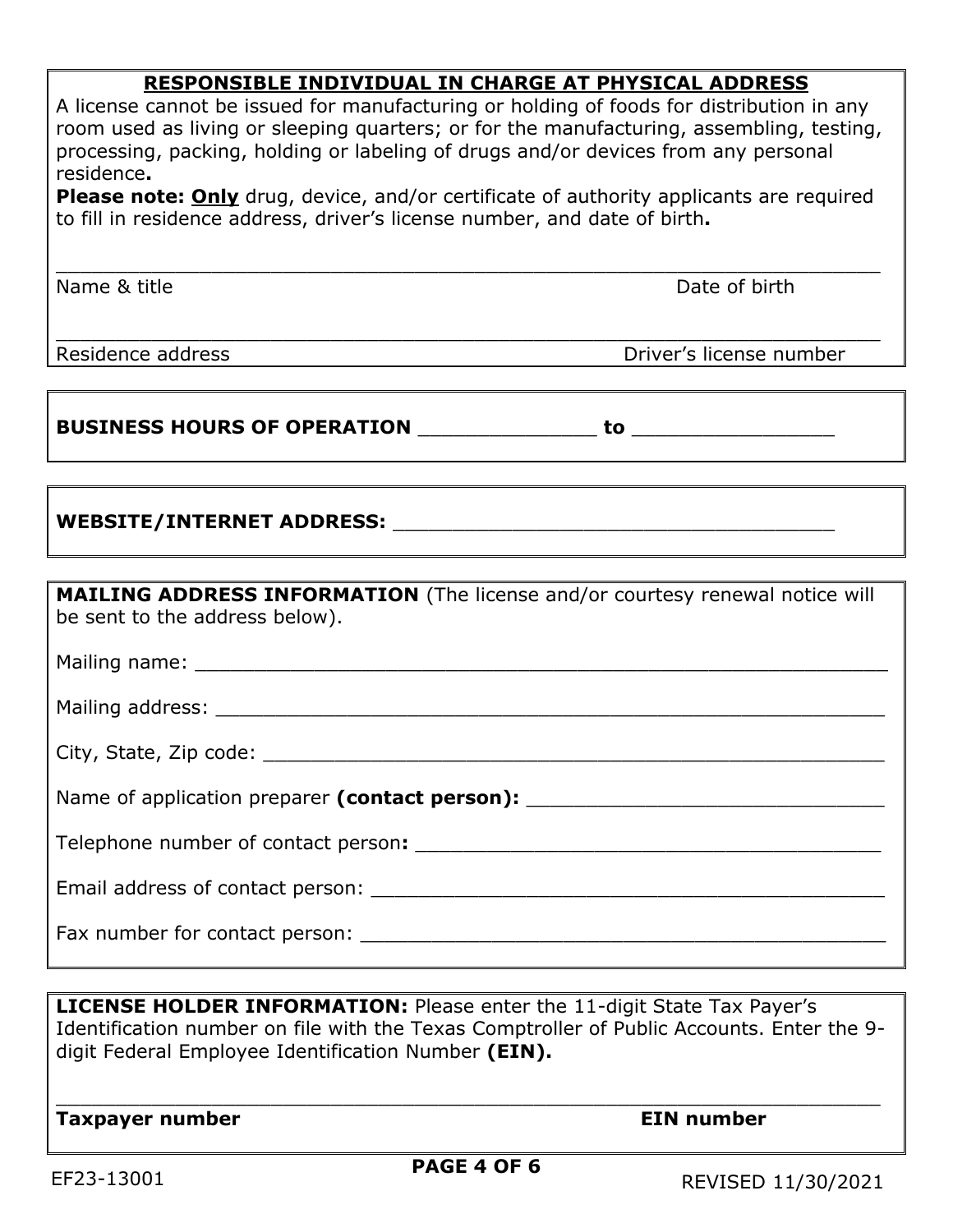## RESPONSIBLE INDIVIDUAL IN CHARGE AT PHYSICAL ADDRESS

A license cannot be issued for manufacturing or holding of foods for distribution in any room used as living or sleeping quarters; or for the manufacturing, assembling, testing, processing, packing, holding or labeling of drugs and/or devices from any personal residence**.**

**Please note: <u>Only</u>** drug, device, and/or certificate of authority applicants are required to fill in residence address, driver's license number, and date of birth**.**

______________________________________________________________________

Name & title Date of birth

______________________________________________________________________

Residence address Driver's license number

---

**BUSINESS HOURS OF OPERATION** ______________ **to** ________________

---

**WEBSITE/INTERNET ADDRESS:** _____________________________________

---

**MAILING ADDRESS INFORMATION** (The license and/or courtesy renewal notice will be sent to the address below).

Mailing name: ___________________________________________________________

Mailing address: _________________________________________________________

City, State, Zip code: _____________________________________________________

Name of application preparer **(contact person):** _______________________________

Telephone number of contact person**:** _______________________________________

Email address of contact person: ___________________________________________

Fax number for contact person: ____________________________________________

---

**LICENSE HOLDER INFORMATION:** Please enter the 11-digit State Tax Payer's Identification number on file with the Texas Comptroller of Public Accounts. Enter the 9-digit Federal Employee Identification Number **(EIN).**

______________________________________________________________________

**Taxpayer number** **EIN number**

EF23-13001 REVISED 11/30/2021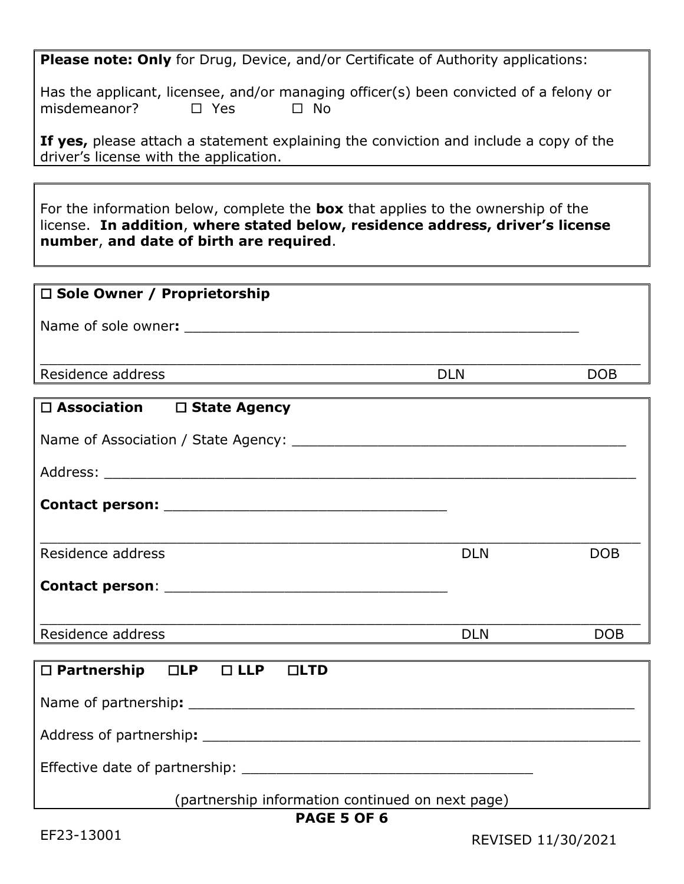**Please note: Only** for Drug, Device, and/or Certificate of Authority applications:

Has the applicant, licensee, and/or managing officer(s) been convicted of a felony or misdemeanor? ☐ Yes ☐ No

**If yes,** please attach a statement explaining the conviction and include a copy of the driver's license with the application.

---

For the information below, complete the **box** that applies to the ownership of the license. **In addition**, **where stated below, residence address, driver's license number**, **and date of birth are required**.

---

**☐ Sole Owner / Proprietorship**

Name of sole owner**:** ______________________________________________

___________________________________________________________________
Residence address DLN DOB

---

**☐ Association ☐ State Agency**

Name of Association / State Agency: ____________________________________

Address: ___________________________________________________________

**Contact person:** _______________________________

___________________________________________________________________
Residence address DLN DOB

**Contact person**: _______________________________

___________________________________________________________________
Residence address DLN DOB

---

**☐ Partnership ☐LP ☐ LLP ☐LTD**

Name of partnership**:** _____________________________________________

Address of partnership**:** ___________________________________________

Effective date of partnership: ________________________________

(partnership information continued on next page)

EF23-13001

REVISED 11/30/2021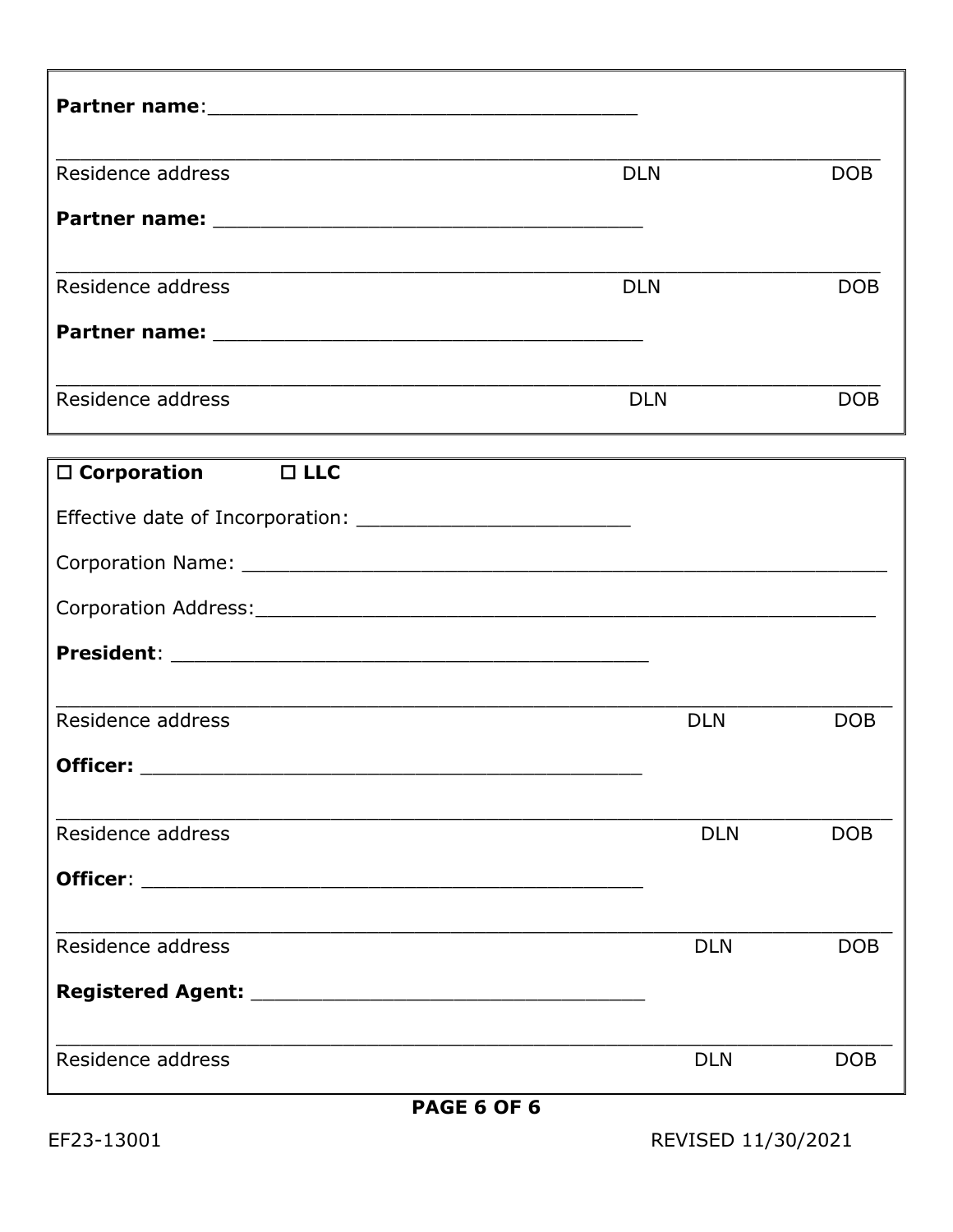**Partner name**:_____________________________________

_________________________________________________________________________

Residence address DLN DOB

**Partner name:** _____________________________________

_________________________________________________________________________

Residence address DLN DOB

**Partner name:** _____________________________________

_________________________________________________________________________

Residence address DLN DOB

☐ **Corporation** ☐ **LLC**

Effective date of Incorporation: ________________________

Corporation Name: ___________________________________________________________

Corporation Address:_________________________________________________________

**President**: __________________________________________

_________________________________________________________________________

Residence address DLN DOB

**Officer:** ___________________________________________

_________________________________________________________________________

Residence address DLN DOB

**Officer**: ___________________________________________

_________________________________________________________________________

Residence address DLN DOB

**Registered Agent:** __________________________________

_________________________________________________________________________

Residence address DLN DOB

EF23-13001 REVISED 11/30/2021